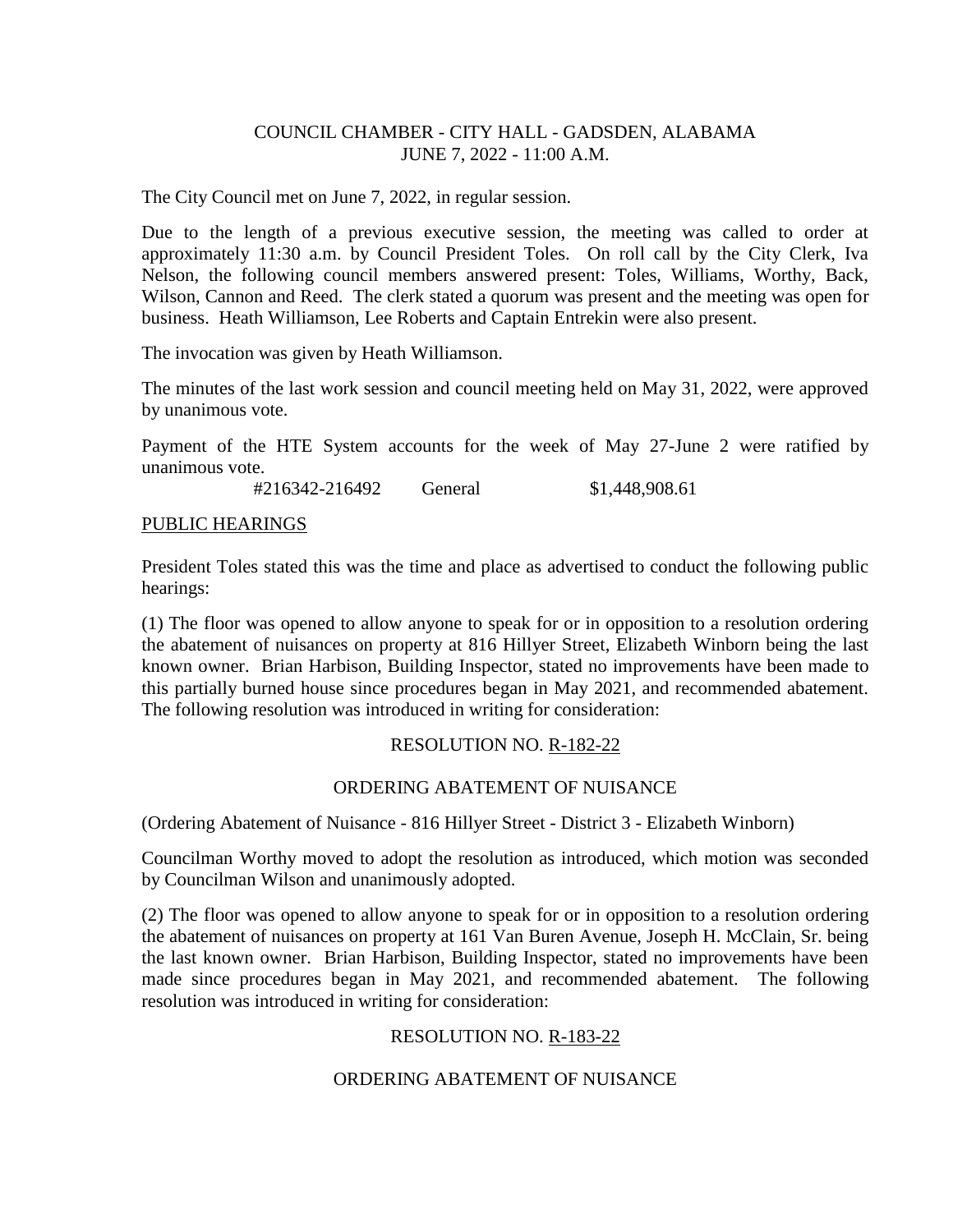COUNCIL CHAMBER - CITY HALL - GADSDEN, ALABAMA
JUNE 7, 2022 - 11:00 A.M.

The City Council met on June 7, 2022, in regular session.

Due to the length of a previous executive session, the meeting was called to order at approximately 11:30 a.m. by Council President Toles. On roll call by the City Clerk, Iva Nelson, the following council members answered present: Toles, Williams, Worthy, Back, Wilson, Cannon and Reed. The clerk stated a quorum was present and the meeting was open for business. Heath Williamson, Lee Roberts and Captain Entrekin were also present.

The invocation was given by Heath Williamson.

The minutes of the last work session and council meeting held on May 31, 2022, were approved by unanimous vote.

Payment of the HTE System accounts for the week of May 27-June 2 were ratified by unanimous vote.

| #216342-216492 | General | $1,448,908.61 |
|---|---|---|

PUBLIC HEARINGS

President Toles stated this was the time and place as advertised to conduct the following public hearings:

(1) The floor was opened to allow anyone to speak for or in opposition to a resolution ordering the abatement of nuisances on property at 816 Hillyer Street, Elizabeth Winborn being the last known owner. Brian Harbison, Building Inspector, stated no improvements have been made to this partially burned house since procedures began in May 2021, and recommended abatement. The following resolution was introduced in writing for consideration:

RESOLUTION NO. R-182-22

ORDERING ABATEMENT OF NUISANCE

(Ordering Abatement of Nuisance - 816 Hillyer Street - District 3 - Elizabeth Winborn)

Councilman Worthy moved to adopt the resolution as introduced, which motion was seconded by Councilman Wilson and unanimously adopted.

(2) The floor was opened to allow anyone to speak for or in opposition to a resolution ordering the abatement of nuisances on property at 161 Van Buren Avenue, Joseph H. McClain, Sr. being the last known owner. Brian Harbison, Building Inspector, stated no improvements have been made since procedures began in May 2021, and recommended abatement. The following resolution was introduced in writing for consideration:

RESOLUTION NO. R-183-22

ORDERING ABATEMENT OF NUISANCE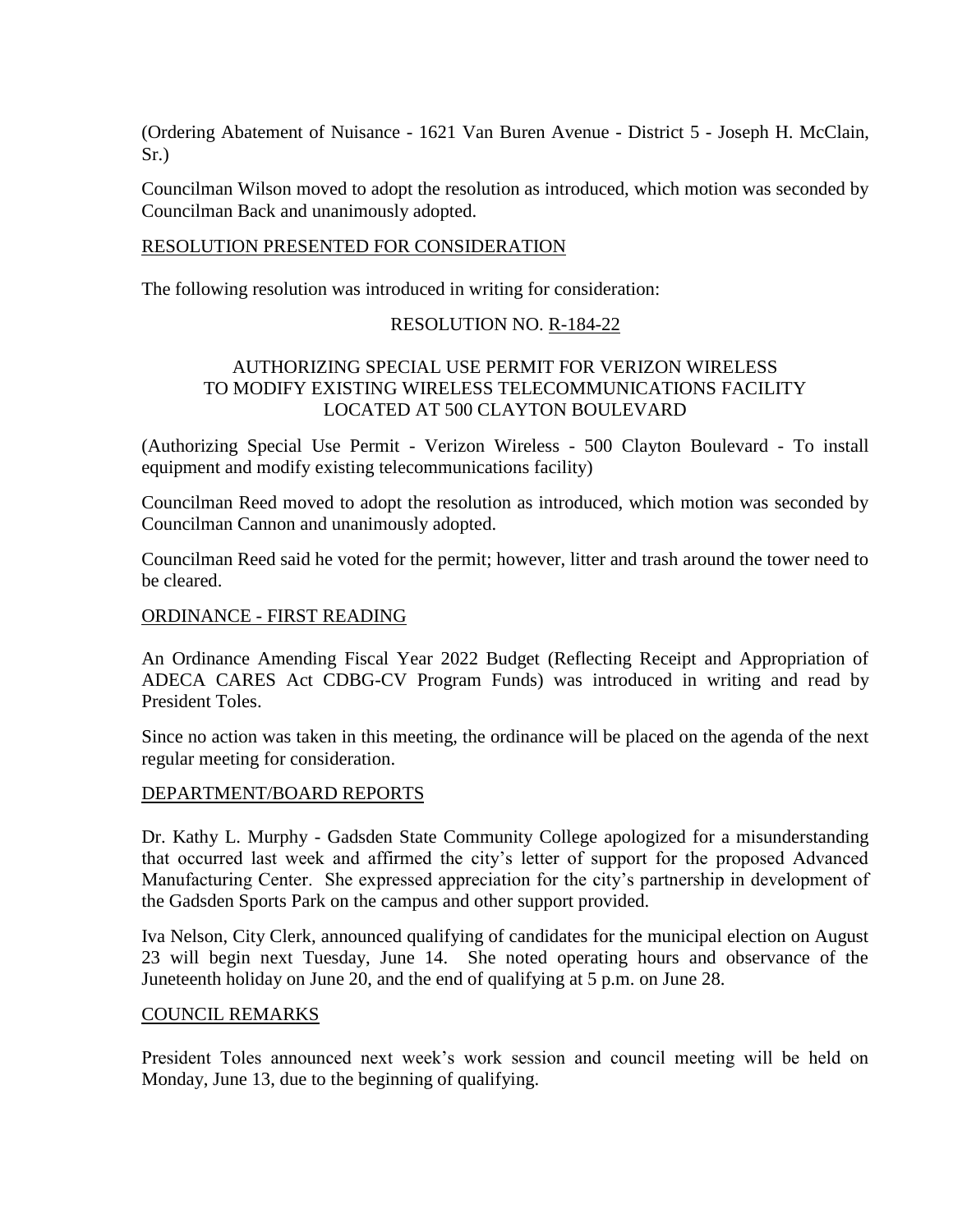(Ordering Abatement of Nuisance - 1621 Van Buren Avenue - District 5 - Joseph H. McClain, Sr.)

Councilman Wilson moved to adopt the resolution as introduced, which motion was seconded by Councilman Back and unanimously adopted.

RESOLUTION PRESENTED FOR CONSIDERATION

The following resolution was introduced in writing for consideration:

RESOLUTION NO. R-184-22

AUTHORIZING SPECIAL USE PERMIT FOR VERIZON WIRELESS TO MODIFY EXISTING WIRELESS TELECOMMUNICATIONS FACILITY LOCATED AT 500 CLAYTON BOULEVARD

(Authorizing Special Use Permit - Verizon Wireless - 500 Clayton Boulevard - To install equipment and modify existing telecommunications facility)

Councilman Reed moved to adopt the resolution as introduced, which motion was seconded by Councilman Cannon and unanimously adopted.

Councilman Reed said he voted for the permit; however, litter and trash around the tower need to be cleared.

ORDINANCE - FIRST READING

An Ordinance Amending Fiscal Year 2022 Budget (Reflecting Receipt and Appropriation of ADECA CARES Act CDBG-CV Program Funds) was introduced in writing and read by President Toles.

Since no action was taken in this meeting, the ordinance will be placed on the agenda of the next regular meeting for consideration.

DEPARTMENT/BOARD REPORTS

Dr. Kathy L. Murphy - Gadsden State Community College apologized for a misunderstanding that occurred last week and affirmed the city's letter of support for the proposed Advanced Manufacturing Center. She expressed appreciation for the city's partnership in development of the Gadsden Sports Park on the campus and other support provided.

Iva Nelson, City Clerk, announced qualifying of candidates for the municipal election on August 23 will begin next Tuesday, June 14. She noted operating hours and observance of the Juneteenth holiday on June 20, and the end of qualifying at 5 p.m. on June 28.

COUNCIL REMARKS

President Toles announced next week's work session and council meeting will be held on Monday, June 13, due to the beginning of qualifying.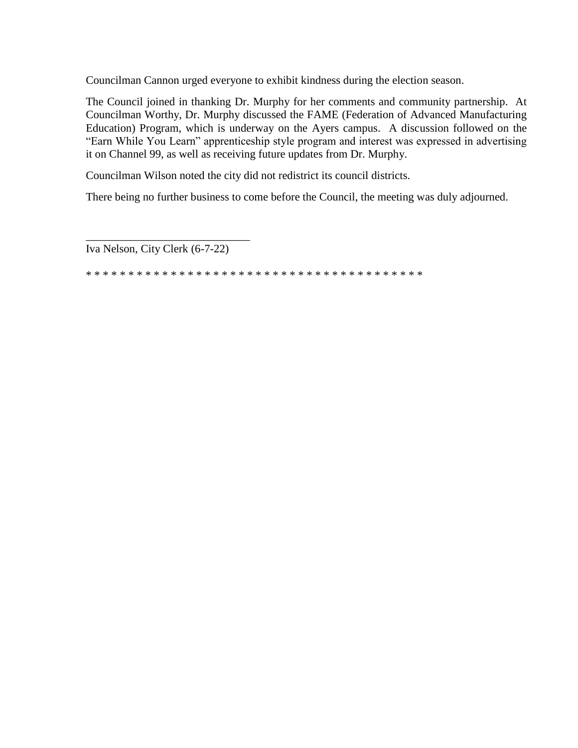Councilman Cannon urged everyone to exhibit kindness during the election season.

The Council joined in thanking Dr. Murphy for her comments and community partnership. At Councilman Worthy, Dr. Murphy discussed the FAME (Federation of Advanced Manufacturing Education) Program, which is underway on the Ayers campus. A discussion followed on the "Earn While You Learn" apprenticeship style program and interest was expressed in advertising it on Channel 99, as well as receiving future updates from Dr. Murphy.

Councilman Wilson noted the city did not redistrict its council districts.

There being no further business to come before the Council, the meeting was duly adjourned.

_____________________________

Iva Nelson, City Clerk (6-7-22)

* * * * * * * * * * * * * * * * * * * * * * * * * * * * * * * * * * * * * * * *